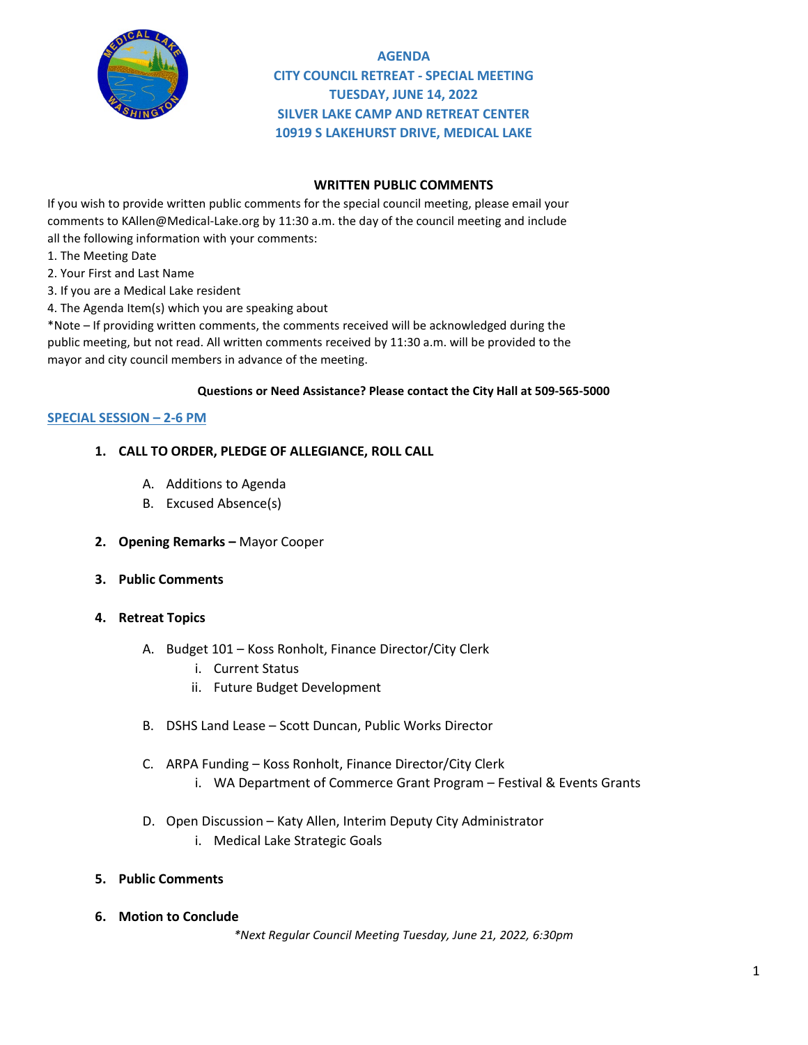# AGENDA
## CITY COUNCIL RETREAT - SPECIAL MEETING
## TUESDAY, JUNE 14, 2022
## SILVER LAKE CAMP AND RETREAT CENTER
## 10919 S LAKEHURST DRIVE, MEDICAL LAKE

### WRITTEN PUBLIC COMMENTS

If you wish to provide written public comments for the special council meeting, please email your comments to KAllen@Medical-Lake.org by 11:30 a.m. the day of the council meeting and include all the following information with your comments:

1. The Meeting Date
2. Your First and Last Name
3. If you are a Medical Lake resident
4. The Agenda Item(s) which you are speaking about

*Note – If providing written comments, the comments received will be acknowledged during the public meeting, but not read. All written comments received by 11:30 a.m. will be provided to the mayor and city council members in advance of the meeting.

**Questions or Need Assistance? Please contact the City Hall at 509-565-5000**

## SPECIAL SESSION – 2-6 PM

1. **CALL TO ORDER, PLEDGE OF ALLEGIANCE, ROLL CALL**
   - A. Additions to Agenda
   - B. Excused Absence(s)

2. **Opening Remarks –** Mayor Cooper

3. **Public Comments**

4. **Retreat Topics**
   - A. Budget 101 – Koss Ronholt, Finance Director/City Clerk
     - i. Current Status
     - ii. Future Budget Development
   - B. DSHS Land Lease – Scott Duncan, Public Works Director
   - C. ARPA Funding – Koss Ronholt, Finance Director/City Clerk
     - i. WA Department of Commerce Grant Program – Festival & Events Grants
   - D. Open Discussion – Katy Allen, Interim Deputy City Administrator
     - i. Medical Lake Strategic Goals

5. **Public Comments**

6. **Motion to Conclude**

*\*Next Regular Council Meeting Tuesday, June 21, 2022, 6:30pm*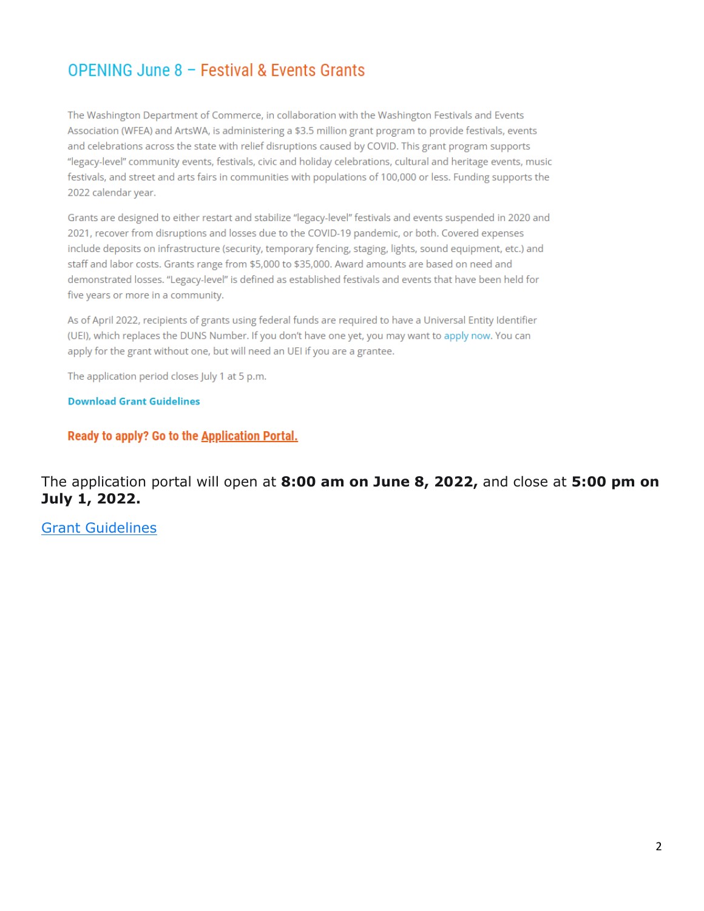## OPENING June 8 – Festival & Events Grants

The Washington Department of Commerce, in collaboration with the Washington Festivals and Events Association (WFEA) and ArtsWA, is administering a $3.5 million grant program to provide festivals, events and celebrations across the state with relief disruptions caused by COVID. This grant program supports "legacy-level" community events, festivals, civic and holiday celebrations, cultural and heritage events, music festivals, and street and arts fairs in communities with populations of 100,000 or less. Funding supports the 2022 calendar year.

Grants are designed to either restart and stabilize "legacy-level" festivals and events suspended in 2020 and 2021, recover from disruptions and losses due to the COVID-19 pandemic, or both. Covered expenses include deposits on infrastructure (security, temporary fencing, staging, lights, sound equipment, etc.) and staff and labor costs. Grants range from $5,000 to $35,000. Award amounts are based on need and demonstrated losses. "Legacy-level" is defined as established festivals and events that have been held for five years or more in a community.

As of April 2022, recipients of grants using federal funds are required to have a Universal Entity Identifier (UEI), which replaces the DUNS Number. If you don't have one yet, you may want to apply now. You can apply for the grant without one, but will need an UEI if you are a grantee.

The application period closes July 1 at 5 p.m.

**Download Grant Guidelines**

**Ready to apply? Go to the Application Portal.**

The application portal will open at **8:00 am on June 8, 2022,** and close at **5:00 pm on July 1, 2022.**

Grant Guidelines